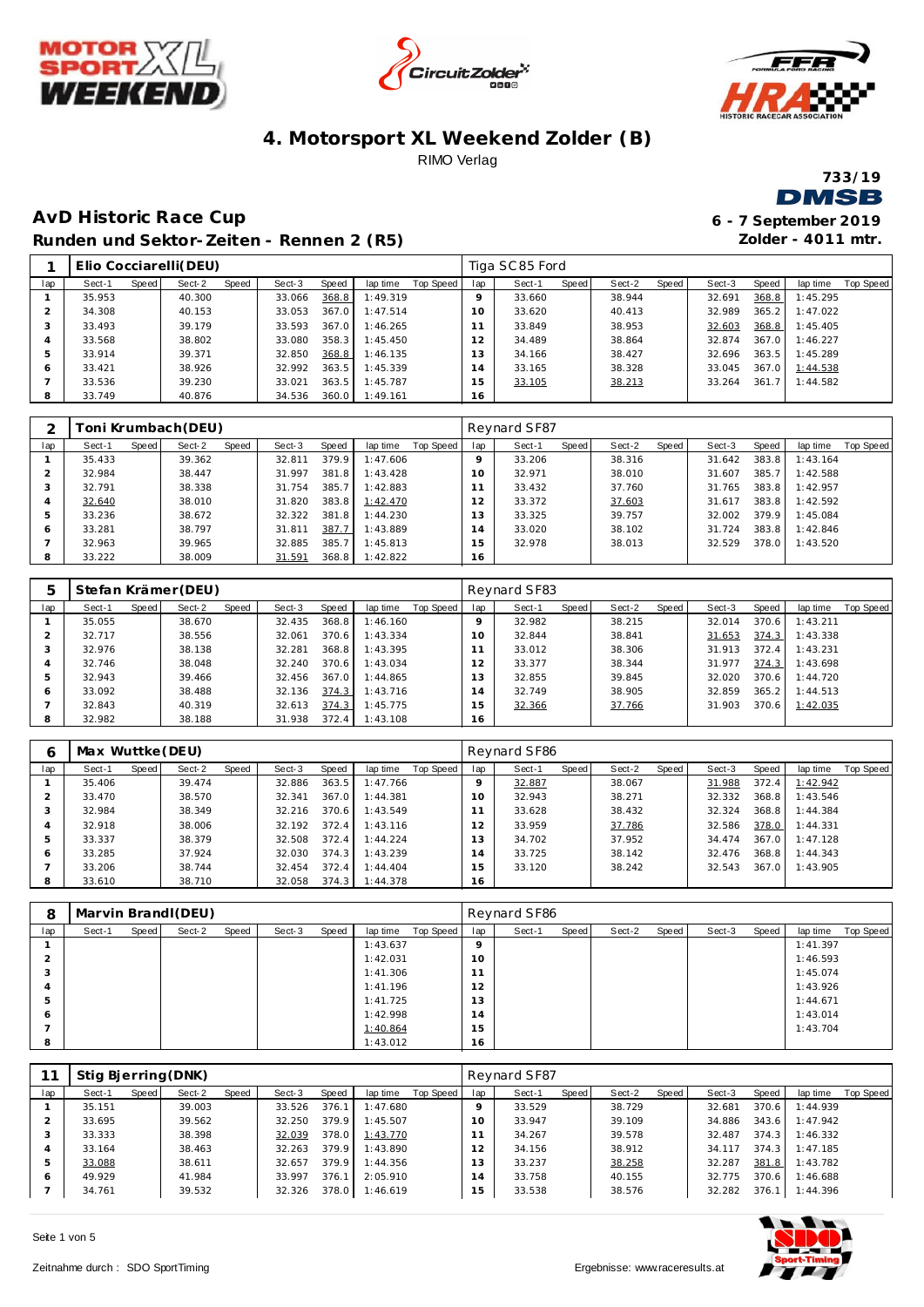# 4. Motorsport XL Weekend Zolder (B)

RIMO Verlag

733/19

## AvD Historic Race Cup

### Runden und Sektor-Zeiten - Rennen 2 (R5)

**6 - 7 September 2019**

**Zolder - 4011 mtr.**

| 1 | Elio Cocciarelli(DEU) | | | | | | | | | Tiga SC85 Ford | | | | | | | | | |
|---|---|---|---|---|---|---|---|---|---|---|---|---|---|---|---|---|---|---|---|
| lap | Sect-1 | Speed | Sect-2 | Speed | Sect-3 | Speed | lap time | Top Speed | lap | Sect-1 | Speed | Sect-2 | Speed | Sect-3 | Speed | lap time | Top Speed |
| 1 | 35.953 | | 40.300 | | 33.066 | 368.8 | 1:49.319 | | 9 | 33.660 | | 38.944 | | 32.691 | 368.8 | 1:45.295 | |
| 2 | 34.308 | | 40.153 | | 33.053 | 367.0 | 1:47.514 | | 10 | 33.620 | | 40.413 | | 32.989 | 365.2 | 1:47.022 | |
| 3 | 33.493 | | 39.179 | | 33.593 | 367.0 | 1:46.265 | | 11 | 33.849 | | 38.953 | | 32.603 | 368.8 | 1:45.405 | |
| 4 | 33.568 | | 38.802 | | 33.080 | 358.3 | 1:45.450 | | 12 | 34.489 | | 38.864 | | 32.874 | 367.0 | 1:46.227 | |
| 5 | 33.914 | | 39.371 | | 32.850 | 368.8 | 1:46.135 | | 13 | 34.166 | | 38.427 | | 32.696 | 363.5 | 1:45.289 | |
| 6 | 33.421 | | 38.926 | | 32.992 | 363.5 | 1:45.339 | | 14 | 33.165 | | 38.328 | | 33.045 | 367.0 | 1:44.538 | |
| 7 | 33.536 | | 39.230 | | 33.021 | 363.5 | 1:45.787 | | 15 | 33.105 | | 38.213 | | 33.264 | 361.7 | 1:44.582 | |
| 8 | 33.749 | | 40.876 | | 34.536 | 360.0 | 1:49.161 | | 16 | | | | | | | | |

| 2 | Toni Krumbach(DEU) | | | | | | | | | Reynard SF87 | | | | | | | | | |
|---|---|---|---|---|---|---|---|---|---|---|---|---|---|---|---|---|---|---|---|
| lap | Sect-1 | Speed | Sect-2 | Speed | Sect-3 | Speed | lap time | Top Speed | lap | Sect-1 | Speed | Sect-2 | Speed | Sect-3 | Speed | lap time | Top Speed |
| 1 | 35.433 | | 39.362 | | 32.811 | 379.9 | 1:47.606 | | 9 | 33.206 | | 38.316 | | 31.642 | 383.8 | 1:43.164 | |
| 2 | 32.984 | | 38.447 | | 31.997 | 381.8 | 1:43.428 | | 10 | 32.971 | | 38.010 | | 31.607 | 385.7 | 1:42.588 | |
| 3 | 32.791 | | 38.338 | | 31.754 | 385.7 | 1:42.883 | | 11 | 33.432 | | 37.760 | | 31.765 | 383.8 | 1:42.957 | |
| 4 | 32.640 | | 38.010 | | 31.820 | 383.8 | 1:42.470 | | 12 | 33.372 | | 37.603 | | 31.617 | 383.8 | 1:42.592 | |
| 5 | 33.236 | | 38.672 | | 32.322 | 381.8 | 1:44.230 | | 13 | 33.325 | | 39.757 | | 32.002 | 379.9 | 1:45.084 | |
| 6 | 33.281 | | 38.797 | | 31.811 | 387.7 | 1:43.889 | | 14 | 33.020 | | 38.102 | | 31.724 | 383.8 | 1:42.846 | |
| 7 | 32.963 | | 39.965 | | 32.885 | 385.7 | 1:45.813 | | 15 | 32.978 | | 38.013 | | 32.529 | 378.0 | 1:43.520 | |
| 8 | 33.222 | | 38.009 | | 31.591 | 368.8 | 1:42.822 | | 16 | | | | | | | | |

| 5 | Stefan Krämer(DEU) | | | | | | | | | Reynard SF83 | | | | | | | | | |
|---|---|---|---|---|---|---|---|---|---|---|---|---|---|---|---|---|---|---|---|
| lap | Sect-1 | Speed | Sect-2 | Speed | Sect-3 | Speed | lap time | Top Speed | lap | Sect-1 | Speed | Sect-2 | Speed | Sect-3 | Speed | lap time | Top Speed |
| 1 | 35.055 | | 38.670 | | 32.435 | 368.8 | 1:46.160 | | 9 | 32.982 | | 38.215 | | 32.014 | 370.6 | 1:43.211 | |
| 2 | 32.717 | | 38.556 | | 32.061 | 370.6 | 1:43.334 | | 10 | 32.844 | | 38.841 | | 31.653 | 374.3 | 1:43.338 | |
| 3 | 32.976 | | 38.138 | | 32.281 | 368.8 | 1:43.395 | | 11 | 33.012 | | 38.306 | | 31.913 | 372.4 | 1:43.231 | |
| 4 | 32.746 | | 38.048 | | 32.240 | 370.6 | 1:43.034 | | 12 | 33.377 | | 38.344 | | 31.977 | 374.3 | 1:43.698 | |
| 5 | 32.943 | | 39.466 | | 32.456 | 367.0 | 1:44.865 | | 13 | 32.855 | | 39.845 | | 32.020 | 370.6 | 1:44.720 | |
| 6 | 33.092 | | 38.488 | | 32.136 | 374.3 | 1:43.716 | | 14 | 32.749 | | 38.905 | | 32.859 | 365.2 | 1:44.513 | |
| 7 | 32.843 | | 40.319 | | 32.613 | 374.3 | 1:45.775 | | 15 | 32.366 | | 37.766 | | 31.903 | 370.6 | 1:42.035 | |
| 8 | 32.982 | | 38.188 | | 31.938 | 372.4 | 1:43.108 | | 16 | | | | | | | | |

| 6 | Max Wuttke(DEU) | | | | | | | | | Reynard SF86 | | | | | | | | | |
|---|---|---|---|---|---|---|---|---|---|---|---|---|---|---|---|---|---|---|---|
| lap | Sect-1 | Speed | Sect-2 | Speed | Sect-3 | Speed | lap time | Top Speed | lap | Sect-1 | Speed | Sect-2 | Speed | Sect-3 | Speed | lap time | Top Speed |
| 1 | 35.406 | | 39.474 | | 32.886 | 363.5 | 1:47.766 | | 9 | 32.887 | | 38.067 | | 31.988 | 372.4 | 1:42.942 | |
| 2 | 33.470 | | 38.570 | | 32.341 | 367.0 | 1:44.381 | | 10 | 32.943 | | 38.271 | | 32.332 | 368.8 | 1:43.546 | |
| 3 | 32.984 | | 38.349 | | 32.216 | 370.6 | 1:43.549 | | 11 | 33.628 | | 38.432 | | 32.324 | 368.8 | 1:44.384 | |
| 4 | 32.918 | | 38.006 | | 32.192 | 372.4 | 1:43.116 | | 12 | 33.959 | | 37.786 | | 32.586 | 378.0 | 1:44.331 | |
| 5 | 33.337 | | 38.379 | | 32.508 | 372.4 | 1:44.224 | | 13 | 34.702 | | 37.952 | | 34.474 | 367.0 | 1:47.128 | |
| 6 | 33.285 | | 37.924 | | 32.030 | 374.3 | 1:43.239 | | 14 | 33.725 | | 38.142 | | 32.476 | 368.8 | 1:44.343 | |
| 7 | 33.206 | | 38.744 | | 32.454 | 372.4 | 1:44.404 | | 15 | 33.120 | | 38.242 | | 32.543 | 367.0 | 1:43.905 | |
| 8 | 33.610 | | 38.710 | | 32.058 | 374.3 | 1:44.378 | | 16 | | | | | | | | |

| 8 | Marvin Brandl(DEU) | | | | | | | | | Reynard SF86 | | | | | | | | | |
|---|---|---|---|---|---|---|---|---|---|---|---|---|---|---|---|---|---|---|---|
| lap | Sect-1 | Speed | Sect-2 | Speed | Sect-3 | Speed | lap time | Top Speed | lap | Sect-1 | Speed | Sect-2 | Speed | Sect-3 | Speed | lap time | Top Speed |
| 1 | | | | | | | 1:43.637 | | 9 | | | | | | | 1:41.397 | |
| 2 | | | | | | | 1:42.031 | | 10 | | | | | | | 1:46.593 | |
| 3 | | | | | | | 1:41.306 | | 11 | | | | | | | 1:45.074 | |
| 4 | | | | | | | 1:41.196 | | 12 | | | | | | | 1:43.926 | |
| 5 | | | | | | | 1:41.725 | | 13 | | | | | | | 1:44.671 | |
| 6 | | | | | | | 1:42.998 | | 14 | | | | | | | 1:43.014 | |
| 7 | | | | | | | 1:40.864 | | 15 | | | | | | | 1:43.704 | |
| 8 | | | | | | | 1:43.012 | | 16 | | | | | | | | |

| 11 | Stig Bjerring(DNK) | | | | | | | | | Reynard SF87 | | | | | | | | | |
|---|---|---|---|---|---|---|---|---|---|---|---|---|---|---|---|---|---|---|---|
| lap | Sect-1 | Speed | Sect-2 | Speed | Sect-3 | Speed | lap time | Top Speed | lap | Sect-1 | Speed | Sect-2 | Speed | Sect-3 | Speed | lap time | Top Speed |
| 1 | 35.151 | | 39.003 | | 33.526 | 376.1 | 1:47.680 | | 9 | 33.529 | | 38.729 | | 32.681 | 370.6 | 1:44.939 | |
| 2 | 33.695 | | 39.562 | | 32.250 | 379.9 | 1:45.507 | | 10 | 33.947 | | 39.109 | | 34.886 | 343.6 | 1:47.942 | |
| 3 | 33.333 | | 38.398 | | 32.039 | 378.0 | 1:43.770 | | 11 | 34.267 | | 39.578 | | 32.487 | 374.3 | 1:46.332 | |
| 4 | 33.164 | | 38.463 | | 32.263 | 379.9 | 1:43.890 | | 12 | 34.156 | | 38.912 | | 34.117 | 374.3 | 1:47.185 | |
| 5 | 33.088 | | 38.611 | | 32.657 | 379.9 | 1:44.356 | | 13 | 33.237 | | 38.258 | | 32.287 | 381.8 | 1:43.782 | |
| 6 | 49.929 | | 41.984 | | 33.997 | 376.1 | 2:05.910 | | 14 | 33.758 | | 40.155 | | 32.775 | 370.6 | 1:46.688 | |
| 7 | 34.761 | | 39.532 | | 32.326 | 378.0 | 1:46.619 | | 15 | 33.538 | | 38.576 | | 32.282 | 376.1 | 1:44.396 | |

Zeitnahme durch : SDO SportTiming

Ergebnisse: www.raceresults.at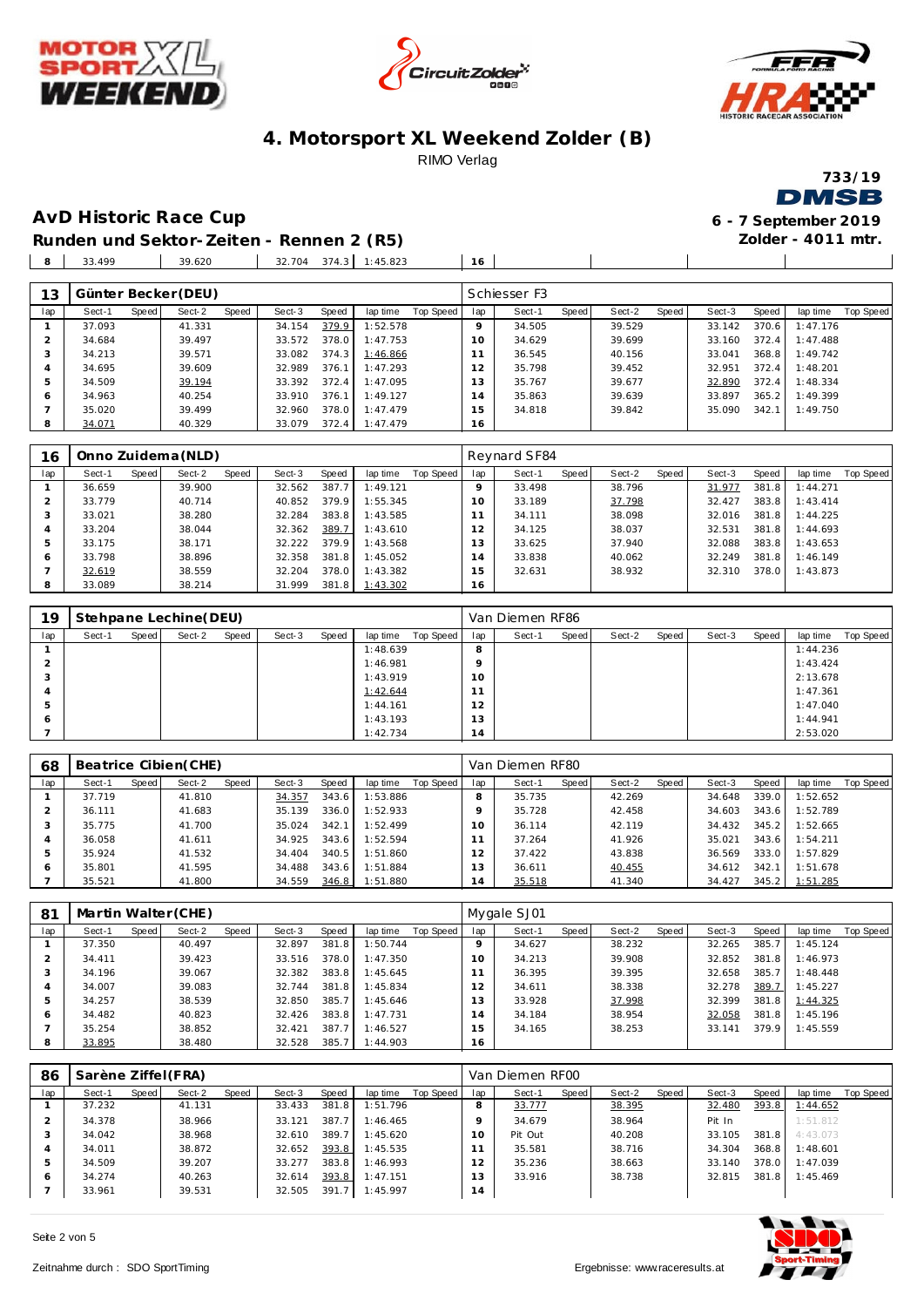# 4. Motorsport XL Weekend Zolder (B)

RIMO Verlag

733/19

## AvD Historic Race Cup

6 - 7 September 2019

### Runden und Sektor-Zeiten - Rennen 2 (R5)

Zolder - 4011 mtr.

| 8 | 33.499 | | 39.620 | | 32.704 | 374.3 | 1:45.823 | | 16 | | | | | | | | |
|---|---|---|---|---|---|---|---|---|---|---|---|---|---|---|---|---|---|

**13 Günter Becker(DEU)** — Schiesser F3

| lap | Sect-1 | Speed | Sect-2 | Speed | Sect-3 | Speed | lap time | Top Speed | lap | Sect-1 | Speed | Sect-2 | Speed | Sect-3 | Speed | lap time | Top Speed |
|---|---|---|---|---|---|---|---|---|---|---|---|---|---|---|---|---|---|
| 1 | 37.093 | | 41.331 | | 34.154 | 379.9 | 1:52.578 | | 9 | 34.505 | | 39.529 | | 33.142 | 370.6 | 1:47.176 | |
| 2 | 34.684 | | 39.497 | | 33.572 | 378.0 | 1:47.753 | | 10 | 34.629 | | 39.699 | | 33.160 | 372.4 | 1:47.488 | |
| 3 | 34.213 | | 39.571 | | 33.082 | 374.3 | 1:46.866 | | 11 | 36.545 | | 40.156 | | 33.041 | 368.8 | 1:49.742 | |
| 4 | 34.695 | | 39.609 | | 32.989 | 376.1 | 1:47.293 | | 12 | 35.798 | | 39.452 | | 32.951 | 372.4 | 1:48.201 | |
| 5 | 34.509 | | 39.194 | | 33.392 | 372.4 | 1:47.095 | | 13 | 35.767 | | 39.677 | | 32.890 | 372.4 | 1:48.334 | |
| 6 | 34.963 | | 40.254 | | 33.910 | 376.1 | 1:49.127 | | 14 | 35.863 | | 39.639 | | 33.897 | 365.2 | 1:49.399 | |
| 7 | 35.020 | | 39.499 | | 32.960 | 378.0 | 1:47.479 | | 15 | 34.818 | | 39.842 | | 35.090 | 342.1 | 1:49.750 | |
| 8 | 34.071 | | 40.329 | | 33.079 | 372.4 | 1:47.479 | | 16 | | | | | | | | |

**16 Onno Zuidema(NLD)** — Reynard SF84

| lap | Sect-1 | Speed | Sect-2 | Speed | Sect-3 | Speed | lap time | Top Speed | lap | Sect-1 | Speed | Sect-2 | Speed | Sect-3 | Speed | lap time | Top Speed |
|---|---|---|---|---|---|---|---|---|---|---|---|---|---|---|---|---|---|
| 1 | 36.659 | | 39.900 | | 32.562 | 387.7 | 1:49.121 | | 9 | 33.498 | | 38.796 | | 31.977 | 381.8 | 1:44.271 | |
| 2 | 33.779 | | 40.714 | | 40.852 | 379.9 | 1:55.345 | | 10 | 33.189 | | 37.798 | | 32.427 | 383.8 | 1:43.414 | |
| 3 | 33.021 | | 38.280 | | 32.284 | 383.8 | 1:43.585 | | 11 | 34.111 | | 38.098 | | 32.016 | 381.8 | 1:44.225 | |
| 4 | 33.204 | | 38.044 | | 32.362 | 389.7 | 1:43.610 | | 12 | 34.125 | | 38.037 | | 32.531 | 381.8 | 1:44.693 | |
| 5 | 33.175 | | 38.171 | | 32.222 | 379.9 | 1:43.568 | | 13 | 33.625 | | 37.940 | | 32.088 | 383.8 | 1:43.653 | |
| 6 | 33.798 | | 38.896 | | 32.358 | 381.8 | 1:45.052 | | 14 | 33.838 | | 40.062 | | 32.249 | 381.8 | 1:46.149 | |
| 7 | 32.619 | | 38.559 | | 32.204 | 378.0 | 1:43.382 | | 15 | 32.631 | | 38.932 | | 32.310 | 378.0 | 1:43.873 | |
| 8 | 33.089 | | 38.214 | | 31.999 | 381.8 | 1:43.302 | | 16 | | | | | | | | |

**19 Stehpane Lechine(DEU)** — Van Diemen RF86

| lap | Sect-1 | Speed | Sect-2 | Speed | Sect-3 | Speed | lap time | Top Speed | lap | Sect-1 | Speed | Sect-2 | Speed | Sect-3 | Speed | lap time | Top Speed |
|---|---|---|---|---|---|---|---|---|---|---|---|---|---|---|---|---|---|
| 1 | | | | | | | 1:48.639 | | 8 | | | | | | | 1:44.236 | |
| 2 | | | | | | | 1:46.981 | | 9 | | | | | | | 1:43.424 | |
| 3 | | | | | | | 1:43.919 | | 10 | | | | | | | 2:13.678 | |
| 4 | | | | | | | 1:42.644 | | 11 | | | | | | | 1:47.361 | |
| 5 | | | | | | | 1:44.161 | | 12 | | | | | | | 1:47.040 | |
| 6 | | | | | | | 1:43.193 | | 13 | | | | | | | 1:44.941 | |
| 7 | | | | | | | 1:42.734 | | 14 | | | | | | | 2:53.020 | |

**68 Beatrice Cibien(CHE)** — Van Diemen RF80

| lap | Sect-1 | Speed | Sect-2 | Speed | Sect-3 | Speed | lap time | Top Speed | lap | Sect-1 | Speed | Sect-2 | Speed | Sect-3 | Speed | lap time | Top Speed |
|---|---|---|---|---|---|---|---|---|---|---|---|---|---|---|---|---|---|
| 1 | 37.719 | | 41.810 | | 34.357 | 343.6 | 1:53.886 | | 8 | 35.735 | | 42.269 | | 34.648 | 339.0 | 1:52.652 | |
| 2 | 36.111 | | 41.683 | | 35.139 | 336.0 | 1:52.933 | | 9 | 35.728 | | 42.458 | | 34.603 | 343.6 | 1:52.789 | |
| 3 | 35.775 | | 41.700 | | 35.024 | 342.1 | 1:52.499 | | 10 | 36.114 | | 42.119 | | 34.432 | 345.2 | 1:52.665 | |
| 4 | 36.058 | | 41.611 | | 34.925 | 343.6 | 1:52.594 | | 11 | 37.264 | | 41.926 | | 35.021 | 343.6 | 1:54.211 | |
| 5 | 35.924 | | 41.532 | | 34.404 | 340.5 | 1:51.860 | | 12 | 37.422 | | 43.838 | | 36.569 | 333.0 | 1:57.829 | |
| 6 | 35.801 | | 41.595 | | 34.488 | 343.6 | 1:51.884 | | 13 | 36.611 | | 40.455 | | 34.612 | 342.1 | 1:51.678 | |
| 7 | 35.521 | | 41.800 | | 34.559 | 346.8 | 1:51.880 | | 14 | 35.518 | | 41.340 | | 34.427 | 345.2 | 1:51.285 | |

**81 Martin Walter(CHE)** — Mygale SJ01

| lap | Sect-1 | Speed | Sect-2 | Speed | Sect-3 | Speed | lap time | Top Speed | lap | Sect-1 | Speed | Sect-2 | Speed | Sect-3 | Speed | lap time | Top Speed |
|---|---|---|---|---|---|---|---|---|---|---|---|---|---|---|---|---|---|
| 1 | 37.350 | | 40.497 | | 32.897 | 381.8 | 1:50.744 | | 9 | 34.627 | | 38.232 | | 32.265 | 385.7 | 1:45.124 | |
| 2 | 34.411 | | 39.423 | | 33.516 | 378.0 | 1:47.350 | | 10 | 34.213 | | 39.908 | | 32.852 | 381.8 | 1:46.973 | |
| 3 | 34.196 | | 39.067 | | 32.382 | 383.8 | 1:45.645 | | 11 | 36.395 | | 39.395 | | 32.658 | 385.7 | 1:48.448 | |
| 4 | 34.007 | | 39.083 | | 32.744 | 381.8 | 1:45.834 | | 12 | 34.611 | | 38.338 | | 32.278 | 389.7 | 1:45.227 | |
| 5 | 34.257 | | 38.539 | | 32.850 | 385.7 | 1:45.646 | | 13 | 33.928 | | 37.998 | | 32.399 | 381.8 | 1:44.325 | |
| 6 | 34.482 | | 40.823 | | 32.426 | 383.8 | 1:47.731 | | 14 | 34.184 | | 38.954 | | 32.058 | 381.8 | 1:45.196 | |
| 7 | 35.254 | | 38.852 | | 32.421 | 387.7 | 1:46.527 | | 15 | 34.165 | | 38.253 | | 33.141 | 379.9 | 1:45.559 | |
| 8 | 33.895 | | 38.480 | | 32.528 | 385.7 | 1:44.903 | | 16 | | | | | | | | |

**86 Sarène Ziffel(FRA)** — Van Diemen RF00

| lap | Sect-1 | Speed | Sect-2 | Speed | Sect-3 | Speed | lap time | Top Speed | lap | Sect-1 | Speed | Sect-2 | Speed | Sect-3 | Speed | lap time | Top Speed |
|---|---|---|---|---|---|---|---|---|---|---|---|---|---|---|---|---|---|
| 1 | 37.232 | | 41.131 | | 33.433 | 381.8 | 1:51.796 | | 8 | 33.777 | | 38.395 | | 32.480 | 393.8 | 1:44.652 | |
| 2 | 34.378 | | 38.966 | | 33.121 | 387.7 | 1:46.465 | | 9 | 34.679 | | 38.964 | | Pit In | | 1:51.812 | |
| 3 | 34.042 | | 38.968 | | 32.610 | 389.7 | 1:45.620 | | 10 | Pit Out | | 40.208 | | 33.105 | 381.8 | 4:43.073 | |
| 4 | 34.011 | | 38.872 | | 32.652 | 393.8 | 1:45.535 | | 11 | 35.581 | | 38.716 | | 34.304 | 368.8 | 1:48.601 | |
| 5 | 34.509 | | 39.207 | | 33.277 | 383.8 | 1:46.993 | | 12 | 35.236 | | 38.663 | | 33.140 | 378.0 | 1:47.039 | |
| 6 | 34.274 | | 40.263 | | 32.614 | 393.8 | 1:47.151 | | 13 | 33.916 | | 38.738 | | 32.815 | 381.8 | 1:45.469 | |
| 7 | 33.961 | | 39.531 | | 32.505 | 391.7 | 1:45.997 | | 14 | | | | | | | | |

Zeitnahme durch : SDO SportTiming

Ergebnisse: www.raceresults.at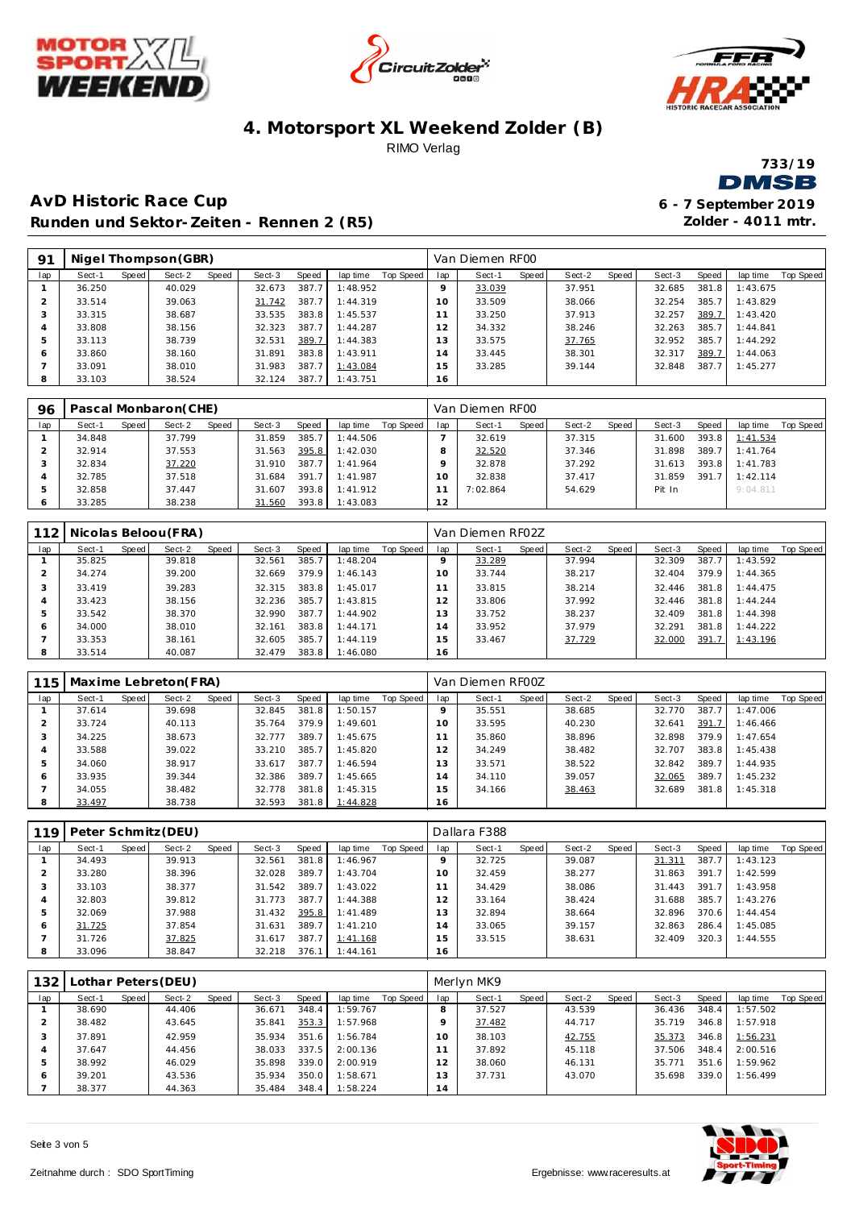# 4. Motorsport XL Weekend Zolder (B)

RIMO Verlag

733/19

## AvD Historic Race Cup

### Runden und Sektor-Zeiten - Rennen 2 (R5)

**6 - 7 September 2019**
**Zolder - 4011 mtr.**

**91 Nigel Thompson(GBR)** — Van Diemen RF00

| lap | Sect-1 | Speed | Sect-2 | Speed | Sect-3 | Speed | lap time | Top Speed | lap | Sect-1 | Speed | Sect-2 | Speed | Sect-3 | Speed | lap time | Top Speed |
|---|---|---|---|---|---|---|---|---|---|---|---|---|---|---|---|---|---|
| 1 | 36.250 | | 40.029 | | 32.673 | 387.7 | 1:48.952 | | 9 | 33.039 | | 37.951 | | 32.685 | 381.8 | 1:43.675 | |
| 2 | 33.514 | | 39.063 | | 31.742 | 387.7 | 1:44.319 | | 10 | 33.509 | | 38.066 | | 32.254 | 385.7 | 1:43.829 | |
| 3 | 33.315 | | 38.687 | | 33.535 | 383.8 | 1:45.537 | | 11 | 33.250 | | 37.913 | | 32.257 | 389.7 | 1:43.420 | |
| 4 | 33.808 | | 38.156 | | 32.323 | 387.7 | 1:44.287 | | 12 | 34.332 | | 38.246 | | 32.263 | 385.7 | 1:44.841 | |
| 5 | 33.113 | | 38.739 | | 32.531 | 389.7 | 1:44.383 | | 13 | 33.575 | | 37.765 | | 32.952 | 385.7 | 1:44.292 | |
| 6 | 33.860 | | 38.160 | | 31.891 | 383.8 | 1:43.911 | | 14 | 33.445 | | 38.301 | | 32.317 | 389.7 | 1:44.063 | |
| 7 | 33.091 | | 38.010 | | 31.983 | 387.7 | 1:43.084 | | 15 | 33.285 | | 39.144 | | 32.848 | 387.7 | 1:45.277 | |
| 8 | 33.103 | | 38.524 | | 32.124 | 387.7 | 1:43.751 | | 16 | | | | | | | | |

**96 Pascal Monbaron(CHE)** — Van Diemen RF00

| lap | Sect-1 | Speed | Sect-2 | Speed | Sect-3 | Speed | lap time | Top Speed | lap | Sect-1 | Speed | Sect-2 | Speed | Sect-3 | Speed | lap time | Top Speed |
|---|---|---|---|---|---|---|---|---|---|---|---|---|---|---|---|---|---|
| 1 | 34.848 | | 37.799 | | 31.859 | 385.7 | 1:44.506 | | 7 | 32.619 | | 37.315 | | 31.600 | 393.8 | 1:41.534 | |
| 2 | 32.914 | | 37.553 | | 31.563 | 395.8 | 1:42.030 | | 8 | 32.520 | | 37.346 | | 31.898 | 389.7 | 1:41.764 | |
| 3 | 32.834 | | 37.220 | | 31.910 | 387.7 | 1:41.964 | | 9 | 32.878 | | 37.292 | | 31.613 | 393.8 | 1:41.783 | |
| 4 | 32.785 | | 37.518 | | 31.684 | 391.7 | 1:41.987 | | 10 | 32.838 | | 37.417 | | 31.859 | 391.7 | 1:42.114 | |
| 5 | 32.858 | | 37.447 | | 31.607 | 393.8 | 1:41.912 | | 11 | 7:02.864 | | 54.629 | | Pit In | | 9:04.811 | |
| 6 | 33.285 | | 38.238 | | 31.560 | 393.8 | 1:43.083 | | 12 | | | | | | | | |

**112 Nicolas Beloou(FRA)** — Van Diemen RF02Z

| lap | Sect-1 | Speed | Sect-2 | Speed | Sect-3 | Speed | lap time | Top Speed | lap | Sect-1 | Speed | Sect-2 | Speed | Sect-3 | Speed | lap time | Top Speed |
|---|---|---|---|---|---|---|---|---|---|---|---|---|---|---|---|---|---|
| 1 | 35.825 | | 39.818 | | 32.561 | 385.7 | 1:48.204 | | 9 | 33.289 | | 37.994 | | 32.309 | 387.7 | 1:43.592 | |
| 2 | 34.274 | | 39.200 | | 32.669 | 379.9 | 1:46.143 | | 10 | 33.744 | | 38.217 | | 32.404 | 379.9 | 1:44.365 | |
| 3 | 33.419 | | 39.283 | | 32.315 | 383.8 | 1:45.017 | | 11 | 33.815 | | 38.214 | | 32.446 | 381.8 | 1:44.475 | |
| 4 | 33.423 | | 38.156 | | 32.236 | 385.7 | 1:43.815 | | 12 | 33.806 | | 37.992 | | 32.446 | 381.8 | 1:44.244 | |
| 5 | 33.542 | | 38.370 | | 32.990 | 387.7 | 1:44.902 | | 13 | 33.752 | | 38.237 | | 32.409 | 381.8 | 1:44.398 | |
| 6 | 34.000 | | 38.010 | | 32.161 | 383.8 | 1:44.171 | | 14 | 33.952 | | 37.979 | | 32.291 | 381.8 | 1:44.222 | |
| 7 | 33.353 | | 38.161 | | 32.605 | 385.7 | 1:44.119 | | 15 | 33.467 | | 37.729 | | 32.000 | 391.7 | 1:43.196 | |
| 8 | 33.514 | | 40.087 | | 32.479 | 383.8 | 1:46.080 | | 16 | | | | | | | | |

**115 Maxime Lebreton(FRA)** — Van Diemen RF00Z

| lap | Sect-1 | Speed | Sect-2 | Speed | Sect-3 | Speed | lap time | Top Speed | lap | Sect-1 | Speed | Sect-2 | Speed | Sect-3 | Speed | lap time | Top Speed |
|---|---|---|---|---|---|---|---|---|---|---|---|---|---|---|---|---|---|
| 1 | 37.614 | | 39.698 | | 32.845 | 381.8 | 1:50.157 | | 9 | 35.551 | | 38.685 | | 32.770 | 387.7 | 1:47.006 | |
| 2 | 33.724 | | 40.113 | | 35.764 | 379.9 | 1:49.601 | | 10 | 33.595 | | 40.230 | | 32.641 | 391.7 | 1:46.466 | |
| 3 | 34.225 | | 38.673 | | 32.777 | 389.7 | 1:45.675 | | 11 | 35.860 | | 38.896 | | 32.898 | 379.9 | 1:47.654 | |
| 4 | 33.588 | | 39.022 | | 33.210 | 385.7 | 1:45.820 | | 12 | 34.249 | | 38.482 | | 32.707 | 383.8 | 1:45.438 | |
| 5 | 34.060 | | 38.917 | | 33.617 | 387.7 | 1:46.594 | | 13 | 33.571 | | 38.522 | | 32.842 | 389.7 | 1:44.935 | |
| 6 | 33.935 | | 39.344 | | 32.386 | 389.7 | 1:45.665 | | 14 | 34.110 | | 39.057 | | 32.065 | 389.7 | 1:45.232 | |
| 7 | 34.055 | | 38.482 | | 32.778 | 381.8 | 1:45.315 | | 15 | 34.166 | | 38.463 | | 32.689 | 381.8 | 1:45.318 | |
| 8 | 33.497 | | 38.738 | | 32.593 | 381.8 | 1:44.828 | | 16 | | | | | | | | |

**119 Peter Schmitz(DEU)** — Dallara F388

| lap | Sect-1 | Speed | Sect-2 | Speed | Sect-3 | Speed | lap time | Top Speed | lap | Sect-1 | Speed | Sect-2 | Speed | Sect-3 | Speed | lap time | Top Speed |
|---|---|---|---|---|---|---|---|---|---|---|---|---|---|---|---|---|---|
| 1 | 34.493 | | 39.913 | | 32.561 | 381.8 | 1:46.967 | | 9 | 32.725 | | 39.087 | | 31.311 | 391.7 | 1:43.123 | |
| 2 | 33.280 | | 38.396 | | 32.028 | 389.7 | 1:43.704 | | 10 | 32.459 | | 38.277 | | 31.863 | 391.7 | 1:42.599 | |
| 3 | 33.103 | | 38.377 | | 31.542 | 389.7 | 1:43.022 | | 11 | 34.429 | | 38.086 | | 31.443 | 391.7 | 1:43.958 | |
| 4 | 32.803 | | 39.812 | | 31.773 | 387.7 | 1:44.388 | | 12 | 33.164 | | 38.424 | | 31.688 | 385.7 | 1:43.276 | |
| 5 | 32.069 | | 37.988 | | 31.432 | 395.8 | 1:41.489 | | 13 | 32.894 | | 38.664 | | 32.896 | 370.6 | 1:44.454 | |
| 6 | 31.725 | | 37.854 | | 31.631 | 389.7 | 1:41.210 | | 14 | 33.065 | | 39.157 | | 32.863 | 286.4 | 1:45.085 | |
| 7 | 31.726 | | 37.825 | | 31.617 | 387.7 | 1:41.168 | | 15 | 33.515 | | 38.631 | | 32.409 | 320.3 | 1:44.555 | |
| 8 | 33.096 | | 38.847 | | 32.218 | 376.1 | 1:44.161 | | 16 | | | | | | | | |

**132 Lothar Peters(DEU)** — Merlyn MK9

| lap | Sect-1 | Speed | Sect-2 | Speed | Sect-3 | Speed | lap time | Top Speed | lap | Sect-1 | Speed | Sect-2 | Speed | Sect-3 | Speed | lap time | Top Speed |
|---|---|---|---|---|---|---|---|---|---|---|---|---|---|---|---|---|---|
| 1 | 38.690 | | 44.406 | | 36.671 | 348.4 | 1:59.767 | | 8 | 37.527 | | 43.539 | | 36.436 | 348.4 | 1:57.502 | |
| 2 | 38.482 | | 43.645 | | 35.841 | 353.3 | 1:57.968 | | 9 | 37.482 | | 44.717 | | 35.719 | 346.8 | 1:57.918 | |
| 3 | 37.891 | | 42.959 | | 35.934 | 351.6 | 1:56.784 | | 10 | 38.103 | | 42.755 | | 35.373 | 346.8 | 1:56.231 | |
| 4 | 37.647 | | 44.456 | | 38.033 | 337.5 | 2:00.136 | | 11 | 37.892 | | 45.118 | | 37.506 | 348.4 | 2:00.516 | |
| 5 | 38.992 | | 46.029 | | 35.898 | 339.0 | 2:00.919 | | 12 | 38.060 | | 46.131 | | 35.771 | 351.6 | 1:59.962 | |
| 6 | 39.201 | | 43.536 | | 35.934 | 350.0 | 1:58.671 | | 13 | 37.731 | | 43.070 | | 35.698 | 339.0 | 1:56.499 | |
| 7 | 38.377 | | 44.363 | | 35.484 | 348.4 | 1:58.224 | | 14 | | | | | | | | |

Zeitnahme durch : SDO SportTiming

Ergebnisse: www.raceresults.at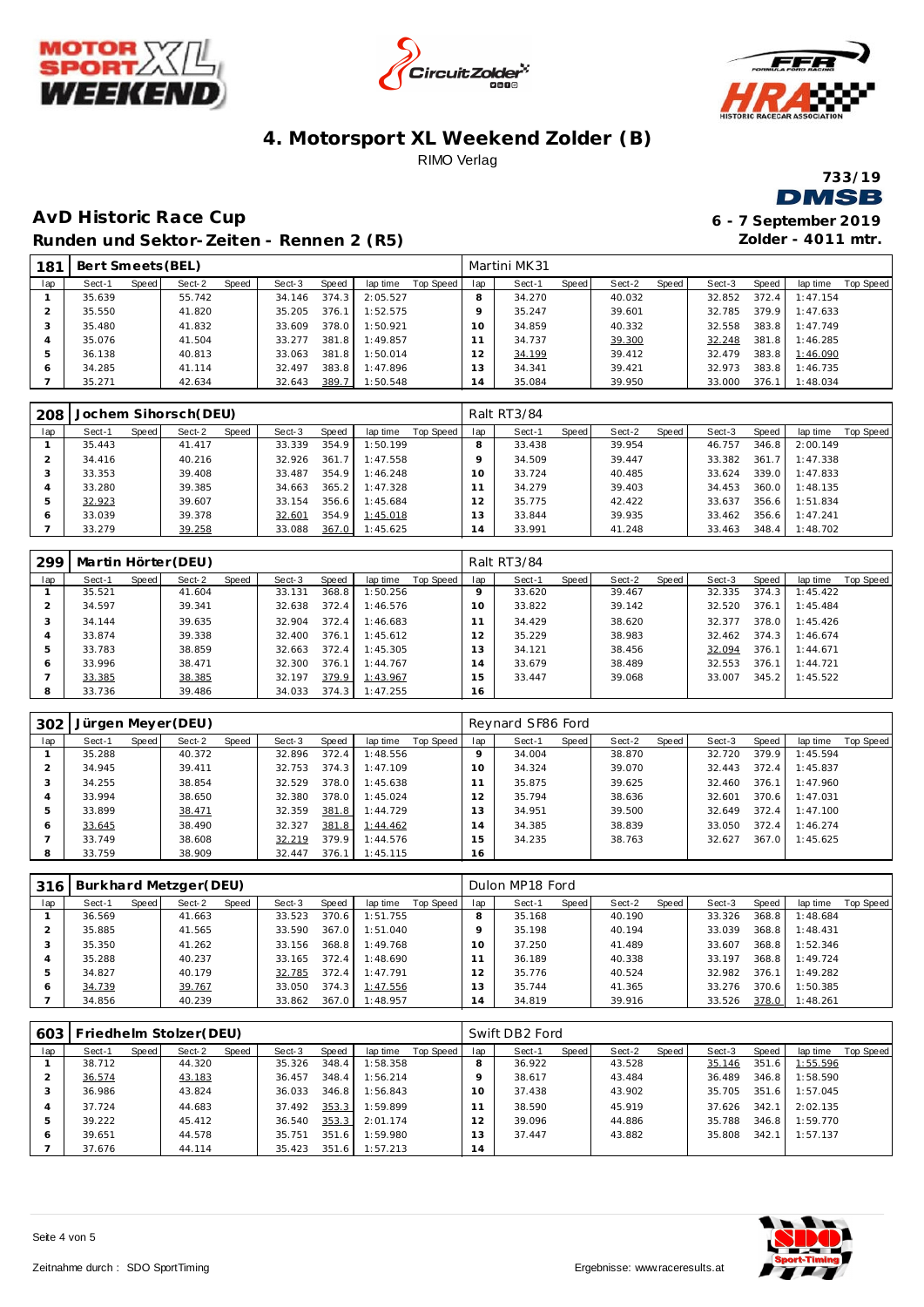# 4. Motorsport XL Weekend Zolder (B)

RIMO Verlag

733/19

## AvD Historic Race Cup

### Runden und Sektor-Zeiten - Rennen 2 (R5)

6 - 7 September 2019

Zolder - 4011 mtr.

**181 Bert Smeets (BEL)** — Martini MK31

| lap | Sect-1 | Speed | Sect-2 | Speed | Sect-3 | Speed | lap time | Top Speed | lap | Sect-1 | Speed | Sect-2 | Speed | Sect-3 | Speed | lap time | Top Speed |
|---|---|---|---|---|---|---|---|---|---|---|---|---|---|---|---|---|---|
| 1 | 35.639 | | 55.742 | | 34.146 | 374.3 | 2:05.527 | | 8 | 34.270 | | 40.032 | | 32.852 | 372.4 | 1:47.154 | |
| 2 | 35.550 | | 41.820 | | 35.205 | 376.1 | 1:52.575 | | 9 | 35.247 | | 39.601 | | 32.785 | 379.9 | 1:47.633 | |
| 3 | 35.480 | | 41.832 | | 33.609 | 378.0 | 1:50.921 | | 10 | 34.859 | | 40.332 | | 32.558 | 383.8 | 1:47.749 | |
| 4 | 35.076 | | 41.504 | | 33.277 | 381.8 | 1:49.857 | | 11 | 34.737 | | 39.300 | | 32.248 | 381.8 | 1:46.285 | |
| 5 | 36.138 | | 40.813 | | 33.063 | 381.8 | 1:50.014 | | 12 | 34.199 | | 39.412 | | 32.479 | 383.8 | 1:46.090 | |
| 6 | 34.285 | | 41.114 | | 32.497 | 383.8 | 1:47.896 | | 13 | 34.341 | | 39.421 | | 32.973 | 383.8 | 1:46.735 | |
| 7 | 35.271 | | 42.634 | | 32.643 | 389.7 | 1:50.548 | | 14 | 35.084 | | 39.950 | | 33.000 | 376.1 | 1:48.034 | |

**208 Jochem Sihorsch (DEU)** — Ralt RT3/84

| lap | Sect-1 | Speed | Sect-2 | Speed | Sect-3 | Speed | lap time | Top Speed | lap | Sect-1 | Speed | Sect-2 | Speed | Sect-3 | Speed | lap time | Top Speed |
|---|---|---|---|---|---|---|---|---|---|---|---|---|---|---|---|---|---|
| 1 | 35.443 | | 41.417 | | 33.339 | 354.9 | 1:50.199 | | 8 | 33.438 | | 39.954 | | 46.757 | 346.8 | 2:00.149 | |
| 2 | 34.416 | | 40.216 | | 32.926 | 361.7 | 1:47.558 | | 9 | 34.509 | | 39.447 | | 33.382 | 361.7 | 1:47.338 | |
| 3 | 33.353 | | 39.408 | | 33.487 | 354.9 | 1:46.248 | | 10 | 33.724 | | 40.485 | | 33.624 | 339.0 | 1:47.833 | |
| 4 | 33.280 | | 39.385 | | 34.663 | 365.2 | 1:47.328 | | 11 | 34.279 | | 39.403 | | 34.453 | 360.0 | 1:48.135 | |
| 5 | 32.923 | | 39.607 | | 33.154 | 356.6 | 1:45.684 | | 12 | 35.775 | | 42.422 | | 33.637 | 356.6 | 1:51.834 | |
| 6 | 33.039 | | 39.378 | | 32.601 | 354.9 | 1:45.018 | | 13 | 33.844 | | 39.935 | | 33.462 | 356.6 | 1:47.241 | |
| 7 | 33.279 | | 39.258 | | 33.088 | 367.0 | 1:45.625 | | 14 | 33.991 | | 41.248 | | 33.463 | 348.4 | 1:48.702 | |

**299 Martin Hörter (DEU)** — Ralt RT3/84

| lap | Sect-1 | Speed | Sect-2 | Speed | Sect-3 | Speed | lap time | Top Speed | lap | Sect-1 | Speed | Sect-2 | Speed | Sect-3 | Speed | lap time | Top Speed |
|---|---|---|---|---|---|---|---|---|---|---|---|---|---|---|---|---|---|
| 1 | 35.521 | | 41.604 | | 33.131 | 368.8 | 1:50.256 | | 9 | 33.620 | | 39.467 | | 32.335 | 374.3 | 1:45.422 | |
| 2 | 34.597 | | 39.341 | | 32.638 | 372.4 | 1:46.576 | | 10 | 33.822 | | 39.142 | | 32.520 | 376.1 | 1:45.484 | |
| 3 | 34.144 | | 39.635 | | 32.904 | 372.4 | 1:46.683 | | 11 | 34.429 | | 38.620 | | 32.377 | 378.0 | 1:45.426 | |
| 4 | 33.874 | | 39.338 | | 32.400 | 376.1 | 1:45.612 | | 12 | 35.229 | | 38.983 | | 32.462 | 374.3 | 1:46.674 | |
| 5 | 33.783 | | 38.859 | | 32.663 | 372.4 | 1:45.305 | | 13 | 34.121 | | 38.456 | | 32.094 | 376.1 | 1:44.671 | |
| 6 | 33.996 | | 38.471 | | 32.300 | 376.1 | 1:44.767 | | 14 | 33.679 | | 38.489 | | 32.553 | 376.1 | 1:44.721 | |
| 7 | 33.385 | | 38.385 | | 32.197 | 379.9 | 1:43.967 | | 15 | 33.447 | | 39.068 | | 33.007 | 345.2 | 1:45.522 | |
| 8 | 33.736 | | 39.486 | | 34.033 | 374.3 | 1:47.255 | | 16 | | | | | | | | |

**302 Jürgen Meyer (DEU)** — Reynard SF86 Ford

| lap | Sect-1 | Speed | Sect-2 | Speed | Sect-3 | Speed | lap time | Top Speed | lap | Sect-1 | Speed | Sect-2 | Speed | Sect-3 | Speed | lap time | Top Speed |
|---|---|---|---|---|---|---|---|---|---|---|---|---|---|---|---|---|---|
| 1 | 35.288 | | 40.372 | | 32.896 | 372.4 | 1:48.556 | | 9 | 34.004 | | 38.870 | | 32.720 | 379.9 | 1:45.594 | |
| 2 | 34.945 | | 39.411 | | 32.753 | 374.3 | 1:47.109 | | 10 | 34.324 | | 39.070 | | 32.443 | 372.4 | 1:45.837 | |
| 3 | 34.255 | | 38.854 | | 32.529 | 378.0 | 1:45.638 | | 11 | 35.875 | | 39.625 | | 32.460 | 376.1 | 1:47.960 | |
| 4 | 33.994 | | 38.650 | | 32.380 | 378.0 | 1:45.024 | | 12 | 35.794 | | 38.636 | | 32.601 | 370.6 | 1:47.031 | |
| 5 | 33.899 | | 38.471 | | 32.359 | 381.8 | 1:44.729 | | 13 | 34.951 | | 39.500 | | 32.649 | 372.4 | 1:47.100 | |
| 6 | 33.645 | | 38.490 | | 32.327 | 381.8 | 1:44.462 | | 14 | 34.385 | | 38.839 | | 33.050 | 372.4 | 1:46.274 | |
| 7 | 33.749 | | 38.608 | | 32.219 | 379.9 | 1:44.576 | | 15 | 34.235 | | 38.763 | | 32.627 | 367.0 | 1:45.625 | |
| 8 | 33.759 | | 38.909 | | 32.447 | 376.1 | 1:45.115 | | 16 | | | | | | | | |

**316 Burkhard Metzger (DEU)** — Dulon MP18 Ford

| lap | Sect-1 | Speed | Sect-2 | Speed | Sect-3 | Speed | lap time | Top Speed | lap | Sect-1 | Speed | Sect-2 | Speed | Sect-3 | Speed | lap time | Top Speed |
|---|---|---|---|---|---|---|---|---|---|---|---|---|---|---|---|---|---|
| 1 | 36.569 | | 41.663 | | 33.523 | 370.6 | 1:51.755 | | 8 | 35.168 | | 40.190 | | 33.326 | 368.8 | 1:48.684 | |
| 2 | 35.885 | | 41.565 | | 33.590 | 367.0 | 1:51.040 | | 9 | 35.198 | | 40.194 | | 33.039 | 368.8 | 1:48.431 | |
| 3 | 35.350 | | 41.262 | | 33.156 | 368.8 | 1:49.768 | | 10 | 37.250 | | 41.489 | | 33.607 | 368.8 | 1:52.346 | |
| 4 | 35.288 | | 40.237 | | 33.165 | 372.4 | 1:48.690 | | 11 | 36.189 | | 40.338 | | 33.197 | 368.8 | 1:49.724 | |
| 5 | 34.827 | | 40.179 | | 32.785 | 372.4 | 1:47.791 | | 12 | 35.776 | | 40.524 | | 32.982 | 376.1 | 1:49.282 | |
| 6 | 34.739 | | 39.767 | | 33.050 | 374.3 | 1:47.556 | | 13 | 35.744 | | 41.365 | | 33.276 | 370.6 | 1:50.385 | |
| 7 | 34.856 | | 40.239 | | 33.862 | 367.0 | 1:48.957 | | 14 | 34.819 | | 39.916 | | 33.526 | 378.0 | 1:48.261 | |

**603 Friedhelm Stolzer (DEU)** — Swift DB2 Ford

| lap | Sect-1 | Speed | Sect-2 | Speed | Sect-3 | Speed | lap time | Top Speed | lap | Sect-1 | Speed | Sect-2 | Speed | Sect-3 | Speed | lap time | Top Speed |
|---|---|---|---|---|---|---|---|---|---|---|---|---|---|---|---|---|---|
| 1 | 38.712 | | 44.320 | | 35.326 | 348.4 | 1:58.358 | | 8 | 36.922 | | 43.528 | | 35.146 | 351.6 | 1:55.596 | |
| 2 | 36.574 | | 43.183 | | 36.457 | 348.4 | 1:56.214 | | 9 | 38.617 | | 43.484 | | 36.489 | 346.8 | 1:58.590 | |
| 3 | 36.986 | | 43.824 | | 36.033 | 346.8 | 1:56.843 | | 10 | 37.438 | | 43.902 | | 35.705 | 351.6 | 1:57.045 | |
| 4 | 37.724 | | 44.683 | | 37.492 | 353.3 | 1:59.899 | | 11 | 38.590 | | 45.919 | | 37.626 | 342.1 | 2:02.135 | |
| 5 | 39.222 | | 45.412 | | 36.540 | 353.3 | 2:01.174 | | 12 | 39.096 | | 44.886 | | 35.788 | 346.8 | 1:59.770 | |
| 6 | 39.651 | | 44.578 | | 35.751 | 351.6 | 1:59.980 | | 13 | 37.447 | | 43.882 | | 35.808 | 342.1 | 1:57.137 | |
| 7 | 37.676 | | 44.114 | | 35.423 | 351.6 | 1:57.213 | | 14 | | | | | | | | |

Zeitnahme durch : SDO SportTiming

Ergebnisse: www.raceresults.at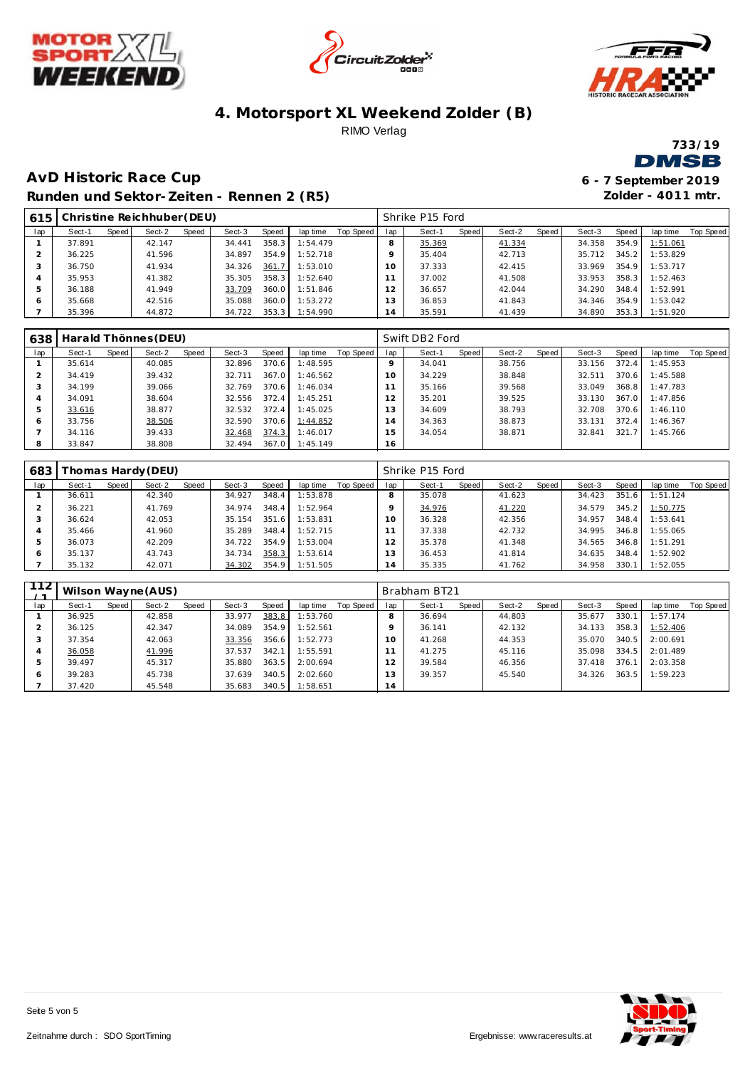# 4. Motorsport XL Weekend Zolder (B)

RIMO Verlag

733/19

DMSB

## AvD Historic Race Cup

**6 - 7 September 2019**

### Runden und Sektor-Zeiten - Rennen 2 (R5)

**Zolder - 4011 mtr.**

| 615 | Christine Reichhuber (DEU) | | | | | | | | Shrike P15 Ford | | | | | | | | |
|---|---|---|---|---|---|---|---|---|---|---|---|---|---|---|---|---|---|
| lap | Sect-1 | Speed | Sect-2 | Speed | Sect-3 | Speed | lap time | Top Speed | lap | Sect-1 | Speed | Sect-2 | Speed | Sect-3 | Speed | lap time | Top Speed |
| 1 | 37.891 | | 42.147 | | 34.441 | 358.3 | 1:54.479 | | 8 | 35.369 | | 41.334 | | 34.358 | 354.9 | 1:51.061 | |
| 2 | 36.225 | | 41.596 | | 34.897 | 354.9 | 1:52.718 | | 9 | 35.404 | | 42.713 | | 35.712 | 345.2 | 1:53.829 | |
| 3 | 36.750 | | 41.934 | | 34.326 | 361.7 | 1:53.010 | | 10 | 37.333 | | 42.415 | | 33.969 | 354.9 | 1:53.717 | |
| 4 | 35.953 | | 41.382 | | 35.305 | 358.3 | 1:52.640 | | 11 | 37.002 | | 41.508 | | 33.953 | 358.3 | 1:52.463 | |
| 5 | 36.188 | | 41.949 | | 33.709 | 360.0 | 1:51.846 | | 12 | 36.657 | | 42.044 | | 34.290 | 348.4 | 1:52.991 | |
| 6 | 35.668 | | 42.516 | | 35.088 | 360.0 | 1:53.272 | | 13 | 36.853 | | 41.843 | | 34.346 | 354.9 | 1:53.042 | |
| 7 | 35.396 | | 44.872 | | 34.722 | 353.3 | 1:54.990 | | 14 | 35.591 | | 41.439 | | 34.890 | 353.3 | 1:51.920 | |

| 638 | Harald Thönnes (DEU) | | | | | | | | Swift DB2 Ford | | | | | | | | |
|---|---|---|---|---|---|---|---|---|---|---|---|---|---|---|---|---|---|
| lap | Sect-1 | Speed | Sect-2 | Speed | Sect-3 | Speed | lap time | Top Speed | lap | Sect-1 | Speed | Sect-2 | Speed | Sect-3 | Speed | lap time | Top Speed |
| 1 | 35.614 | | 40.085 | | 32.896 | 370.6 | 1:48.595 | | 9 | 34.041 | | 38.756 | | 33.156 | 372.4 | 1:45.953 | |
| 2 | 34.419 | | 39.432 | | 32.711 | 367.0 | 1:46.562 | | 10 | 34.229 | | 38.848 | | 32.511 | 370.6 | 1:45.588 | |
| 3 | 34.199 | | 39.066 | | 32.769 | 370.6 | 1:46.034 | | 11 | 35.166 | | 39.568 | | 33.049 | 368.8 | 1:47.783 | |
| 4 | 34.091 | | 38.604 | | 32.556 | 372.4 | 1:45.251 | | 12 | 35.201 | | 39.525 | | 33.130 | 367.0 | 1:47.856 | |
| 5 | 33.616 | | 38.877 | | 32.532 | 372.4 | 1:45.025 | | 13 | 34.609 | | 38.793 | | 32.708 | 370.6 | 1:46.110 | |
| 6 | 33.756 | | 38.506 | | 32.590 | 370.6 | 1:44.852 | | 14 | 34.363 | | 38.873 | | 33.131 | 372.4 | 1:46.367 | |
| 7 | 34.116 | | 39.433 | | 32.468 | 374.3 | 1:46.017 | | 15 | 34.054 | | 38.871 | | 32.841 | 321.7 | 1:45.766 | |
| 8 | 33.847 | | 38.808 | | 32.494 | 367.0 | 1:45.149 | | 16 | | | | | | | | |

| 683 | Thomas Hardy (DEU) | | | | | | | | Shrike P15 Ford | | | | | | | | |
|---|---|---|---|---|---|---|---|---|---|---|---|---|---|---|---|---|---|
| lap | Sect-1 | Speed | Sect-2 | Speed | Sect-3 | Speed | lap time | Top Speed | lap | Sect-1 | Speed | Sect-2 | Speed | Sect-3 | Speed | lap time | Top Speed |
| 1 | 36.611 | | 42.340 | | 34.927 | 348.4 | 1:53.878 | | 8 | 35.078 | | 41.623 | | 34.423 | 351.6 | 1:51.124 | |
| 2 | 36.221 | | 41.769 | | 34.974 | 348.4 | 1:52.964 | | 9 | 34.976 | | 41.220 | | 34.579 | 345.2 | 1:50.775 | |
| 3 | 36.624 | | 42.053 | | 35.154 | 351.6 | 1:53.831 | | 10 | 36.328 | | 42.356 | | 34.957 | 348.4 | 1:53.641 | |
| 4 | 35.466 | | 41.960 | | 35.289 | 348.4 | 1:52.715 | | 11 | 37.338 | | 42.732 | | 34.995 | 346.8 | 1:55.065 | |
| 5 | 36.073 | | 42.209 | | 34.722 | 354.9 | 1:53.004 | | 12 | 35.378 | | 41.348 | | 34.565 | 346.8 | 1:51.291 | |
| 6 | 35.137 | | 43.743 | | 34.734 | 358.3 | 1:53.614 | | 13 | 36.453 | | 41.814 | | 34.635 | 348.4 | 1:52.902 | |
| 7 | 35.132 | | 42.071 | | 34.302 | 354.9 | 1:51.505 | | 14 | 35.335 | | 41.762 | | 34.958 | 330.1 | 1:52.055 | |

| 112 / 1 | Wilson Wayne (AUS) | | | | | | | | Brabham BT21 | | | | | | | | |
|---|---|---|---|---|---|---|---|---|---|---|---|---|---|---|---|---|---|
| lap | Sect-1 | Speed | Sect-2 | Speed | Sect-3 | Speed | lap time | Top Speed | lap | Sect-1 | Speed | Sect-2 | Speed | Sect-3 | Speed | lap time | Top Speed |
| 1 | 36.925 | | 42.858 | | 33.977 | 383.8 | 1:53.760 | | 8 | 36.694 | | 44.803 | | 35.677 | 330.1 | 1:57.174 | |
| 2 | 36.125 | | 42.347 | | 34.089 | 354.9 | 1:52.561 | | 9 | 36.141 | | 42.132 | | 34.133 | 358.3 | 1:52.406 | |
| 3 | 37.354 | | 42.063 | | 33.356 | 356.6 | 1:52.773 | | 10 | 41.268 | | 44.353 | | 35.070 | 340.5 | 2:00.691 | |
| 4 | 36.058 | | 41.996 | | 37.537 | 342.1 | 1:55.591 | | 11 | 41.275 | | 45.116 | | 35.098 | 334.5 | 2:01.489 | |
| 5 | 39.497 | | 45.317 | | 35.880 | 363.5 | 2:00.694 | | 12 | 39.584 | | 46.356 | | 37.418 | 376.1 | 2:03.358 | |
| 6 | 39.283 | | 45.738 | | 37.639 | 340.5 | 2:02.660 | | 13 | 39.357 | | 45.540 | | 34.326 | 363.5 | 1:59.223 | |
| 7 | 37.420 | | 45.548 | | 35.683 | 340.5 | 1:58.651 | | 14 | | | | | | | | |

Zeitnahme durch : SDO SportTiming

Ergebnisse: www.raceresults.at